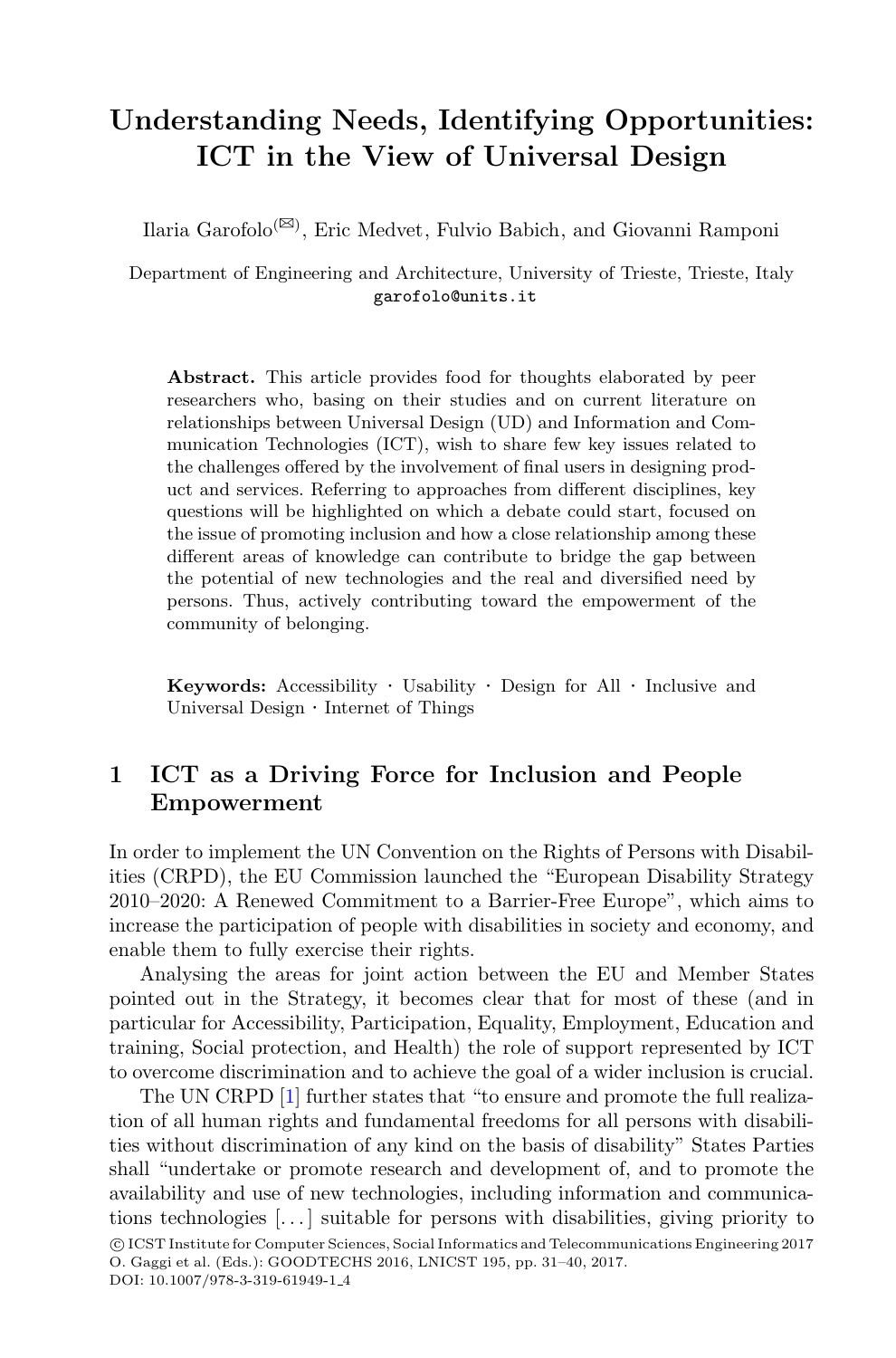# Understanding Needs, Identifying Opportunities: ICT in the View of Universal Design

Ilaria Garofolo(✉), Eric Medvet, Fulvio Babich, and Giovanni Ramponi

Department of Engineering and Architecture, University of Trieste, Trieste, Italy
garofolo@units.it

**Abstract.** This article provides food for thoughts elaborated by peer researchers who, basing on their studies and on current literature on relationships between Universal Design (UD) and Information and Communication Technologies (ICT), wish to share few key issues related to the challenges offered by the involvement of final users in designing product and services. Referring to approaches from different disciplines, key questions will be highlighted on which a debate could start, focused on the issue of promoting inclusion and how a close relationship among these different areas of knowledge can contribute to bridge the gap between the potential of new technologies and the real and diversified need by persons. Thus, actively contributing toward the empowerment of the community of belonging.

**Keywords:** Accessibility · Usability · Design for All · Inclusive and Universal Design · Internet of Things

## 1 ICT as a Driving Force for Inclusion and People Empowerment

In order to implement the UN Convention on the Rights of Persons with Disabilities (CRPD), the EU Commission launched the "European Disability Strategy 2010–2020: A Renewed Commitment to a Barrier-Free Europe", which aims to increase the participation of people with disabilities in society and economy, and enable them to fully exercise their rights.

Analysing the areas for joint action between the EU and Member States pointed out in the Strategy, it becomes clear that for most of these (and in particular for Accessibility, Participation, Equality, Employment, Education and training, Social protection, and Health) the role of support represented by ICT to overcome discrimination and to achieve the goal of a wider inclusion is crucial.

The UN CRPD [1] further states that "to ensure and promote the full realization of all human rights and fundamental freedoms for all persons with disabilities without discrimination of any kind on the basis of disability" States Parties shall "undertake or promote research and development of, and to promote the availability and use of new technologies, including information and communications technologies [...] suitable for persons with disabilities, giving priority to

© ICST Institute for Computer Sciences, Social Informatics and Telecommunications Engineering 2017
O. Gaggi et al. (Eds.): GOODTECHS 2016, LNICST 195, pp. 31–40, 2017.
DOI: 10.1007/978-3-319-61949-1_4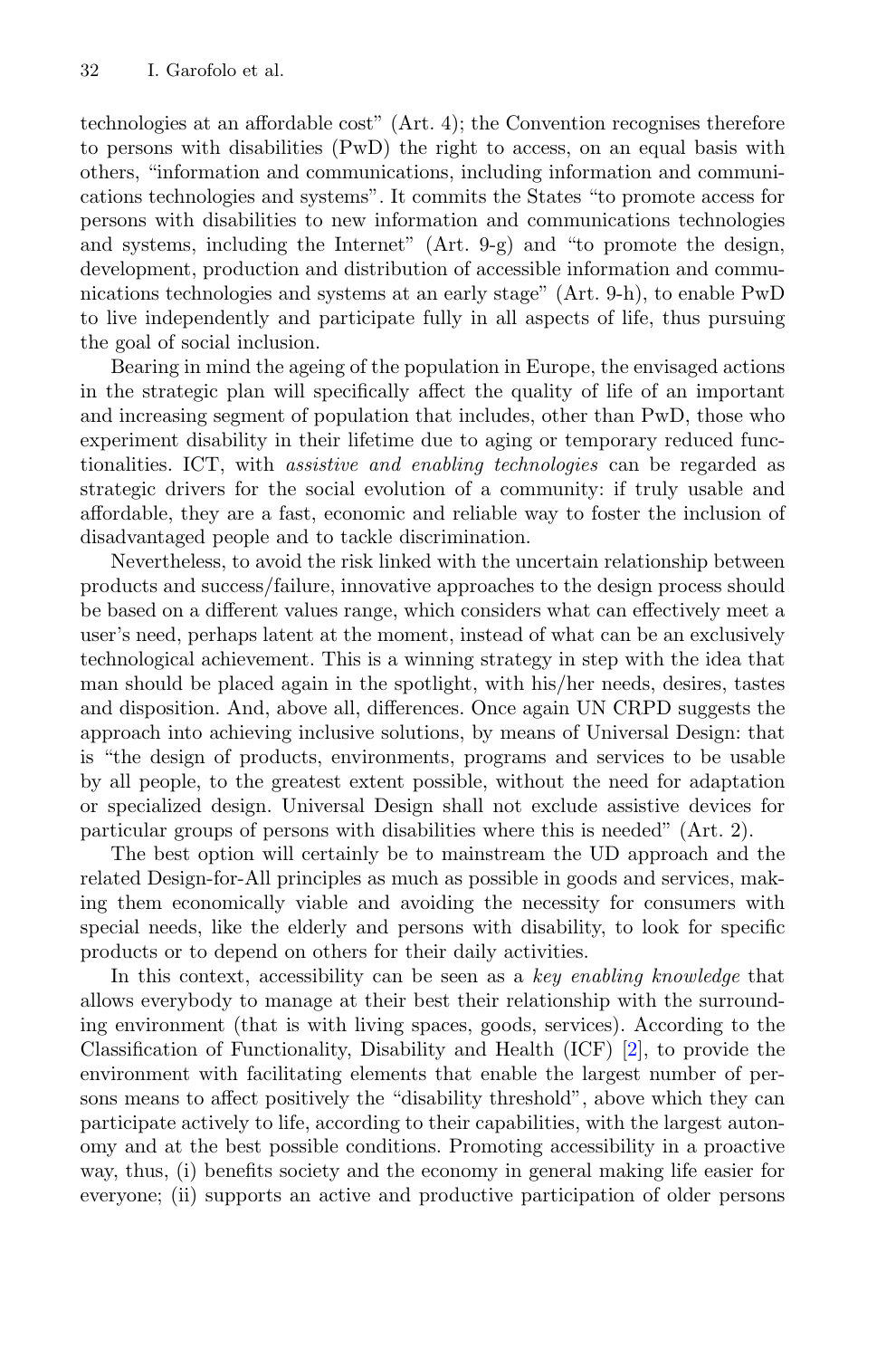technologies at an affordable cost" (Art. 4); the Convention recognises therefore to persons with disabilities (PwD) the right to access, on an equal basis with others, "information and communications, including information and communications technologies and systems". It commits the States "to promote access for persons with disabilities to new information and communications technologies and systems, including the Internet" (Art. 9-g) and "to promote the design, development, production and distribution of accessible information and communications technologies and systems at an early stage" (Art. 9-h), to enable PwD to live independently and participate fully in all aspects of life, thus pursuing the goal of social inclusion.

Bearing in mind the ageing of the population in Europe, the envisaged actions in the strategic plan will specifically affect the quality of life of an important and increasing segment of population that includes, other than PwD, those who experiment disability in their lifetime due to aging or temporary reduced functionalities. ICT, with *assistive and enabling technologies* can be regarded as strategic drivers for the social evolution of a community: if truly usable and affordable, they are a fast, economic and reliable way to foster the inclusion of disadvantaged people and to tackle discrimination.

Nevertheless, to avoid the risk linked with the uncertain relationship between products and success/failure, innovative approaches to the design process should be based on a different values range, which considers what can effectively meet a user's need, perhaps latent at the moment, instead of what can be an exclusively technological achievement. This is a winning strategy in step with the idea that man should be placed again in the spotlight, with his/her needs, desires, tastes and disposition. And, above all, differences. Once again UN CRPD suggests the approach into achieving inclusive solutions, by means of Universal Design: that is "the design of products, environments, programs and services to be usable by all people, to the greatest extent possible, without the need for adaptation or specialized design. Universal Design shall not exclude assistive devices for particular groups of persons with disabilities where this is needed" (Art. 2).

The best option will certainly be to mainstream the UD approach and the related Design-for-All principles as much as possible in goods and services, making them economically viable and avoiding the necessity for consumers with special needs, like the elderly and persons with disability, to look for specific products or to depend on others for their daily activities.

In this context, accessibility can be seen as a *key enabling knowledge* that allows everybody to manage at their best their relationship with the surrounding environment (that is with living spaces, goods, services). According to the Classification of Functionality, Disability and Health (ICF) [2], to provide the environment with facilitating elements that enable the largest number of persons means to affect positively the "disability threshold", above which they can participate actively to life, according to their capabilities, with the largest autonomy and at the best possible conditions. Promoting accessibility in a proactive way, thus, (i) benefits society and the economy in general making life easier for everyone; (ii) supports an active and productive participation of older persons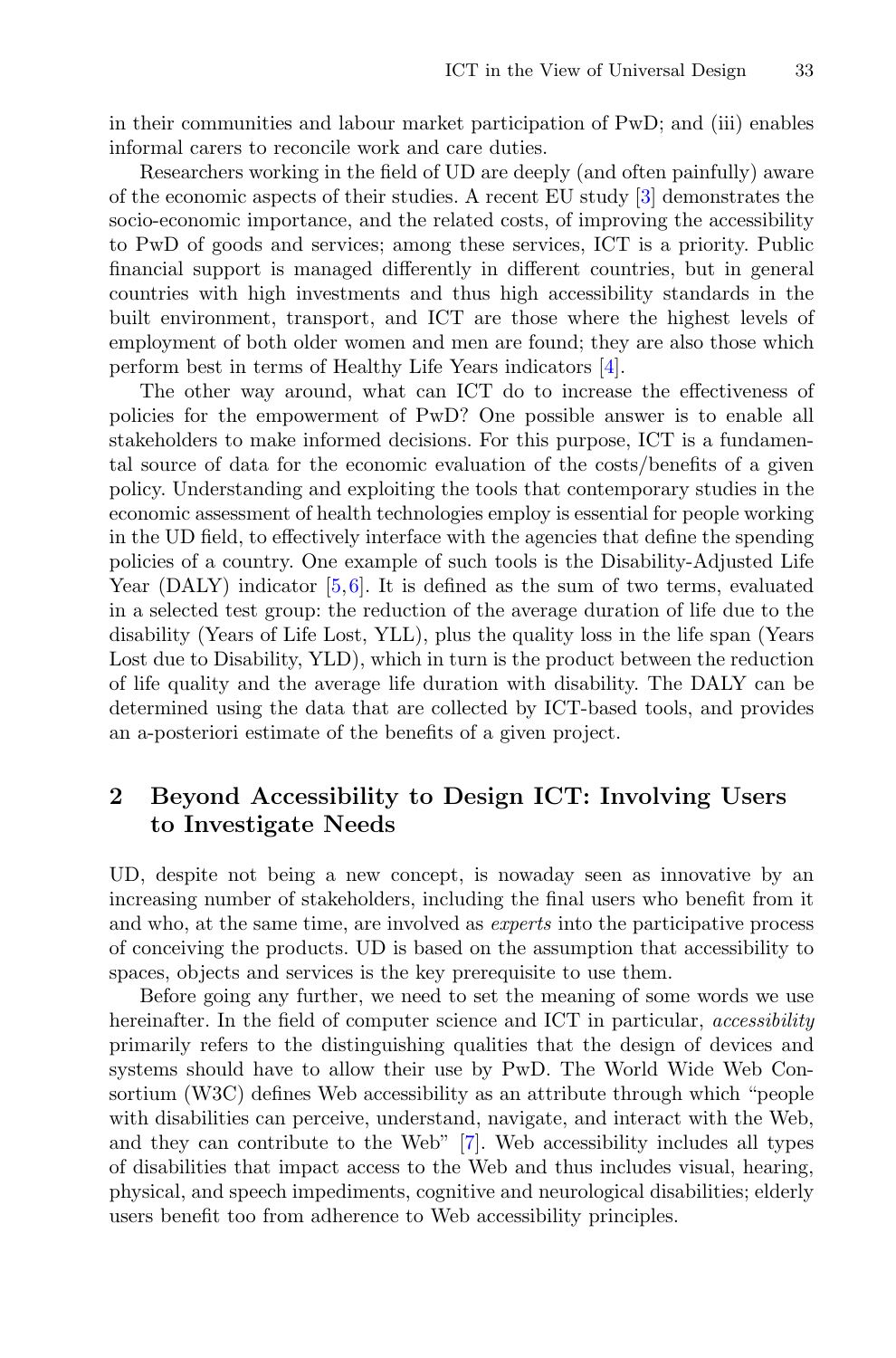in their communities and labour market participation of PwD; and (iii) enables informal carers to reconcile work and care duties.

Researchers working in the field of UD are deeply (and often painfully) aware of the economic aspects of their studies. A recent EU study [3] demonstrates the socio-economic importance, and the related costs, of improving the accessibility to PwD of goods and services; among these services, ICT is a priority. Public financial support is managed differently in different countries, but in general countries with high investments and thus high accessibility standards in the built environment, transport, and ICT are those where the highest levels of employment of both older women and men are found; they are also those which perform best in terms of Healthy Life Years indicators [4].

The other way around, what can ICT do to increase the effectiveness of policies for the empowerment of PwD? One possible answer is to enable all stakeholders to make informed decisions. For this purpose, ICT is a fundamental source of data for the economic evaluation of the costs/benefits of a given policy. Understanding and exploiting the tools that contemporary studies in the economic assessment of health technologies employ is essential for people working in the UD field, to effectively interface with the agencies that define the spending policies of a country. One example of such tools is the Disability-Adjusted Life Year (DALY) indicator [5,6]. It is defined as the sum of two terms, evaluated in a selected test group: the reduction of the average duration of life due to the disability (Years of Life Lost, YLL), plus the quality loss in the life span (Years Lost due to Disability, YLD), which in turn is the product between the reduction of life quality and the average life duration with disability. The DALY can be determined using the data that are collected by ICT-based tools, and provides an a-posteriori estimate of the benefits of a given project.

## 2 Beyond Accessibility to Design ICT: Involving Users to Investigate Needs

UD, despite not being a new concept, is nowaday seen as innovative by an increasing number of stakeholders, including the final users who benefit from it and who, at the same time, are involved as *experts* into the participative process of conceiving the products. UD is based on the assumption that accessibility to spaces, objects and services is the key prerequisite to use them.

Before going any further, we need to set the meaning of some words we use hereinafter. In the field of computer science and ICT in particular, *accessibility* primarily refers to the distinguishing qualities that the design of devices and systems should have to allow their use by PwD. The World Wide Web Consortium (W3C) defines Web accessibility as an attribute through which "people with disabilities can perceive, understand, navigate, and interact with the Web, and they can contribute to the Web" [7]. Web accessibility includes all types of disabilities that impact access to the Web and thus includes visual, hearing, physical, and speech impediments, cognitive and neurological disabilities; elderly users benefit too from adherence to Web accessibility principles.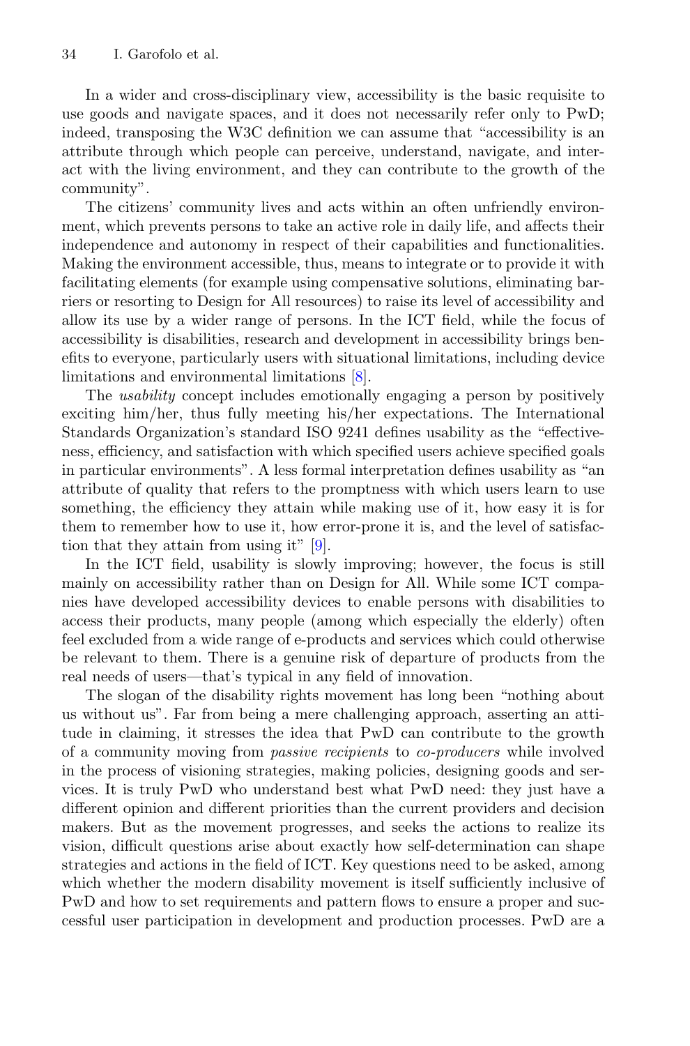In a wider and cross-disciplinary view, accessibility is the basic requisite to use goods and navigate spaces, and it does not necessarily refer only to PwD; indeed, transposing the W3C definition we can assume that "accessibility is an attribute through which people can perceive, understand, navigate, and interact with the living environment, and they can contribute to the growth of the community".

The citizens' community lives and acts within an often unfriendly environment, which prevents persons to take an active role in daily life, and affects their independence and autonomy in respect of their capabilities and functionalities. Making the environment accessible, thus, means to integrate or to provide it with facilitating elements (for example using compensative solutions, eliminating barriers or resorting to Design for All resources) to raise its level of accessibility and allow its use by a wider range of persons. In the ICT field, while the focus of accessibility is disabilities, research and development in accessibility brings benefits to everyone, particularly users with situational limitations, including device limitations and environmental limitations [8].

The *usability* concept includes emotionally engaging a person by positively exciting him/her, thus fully meeting his/her expectations. The International Standards Organization's standard ISO 9241 defines usability as the "effectiveness, efficiency, and satisfaction with which specified users achieve specified goals in particular environments". A less formal interpretation defines usability as "an attribute of quality that refers to the promptness with which users learn to use something, the efficiency they attain while making use of it, how easy it is for them to remember how to use it, how error-prone it is, and the level of satisfaction that they attain from using it" [9].

In the ICT field, usability is slowly improving; however, the focus is still mainly on accessibility rather than on Design for All. While some ICT companies have developed accessibility devices to enable persons with disabilities to access their products, many people (among which especially the elderly) often feel excluded from a wide range of e-products and services which could otherwise be relevant to them. There is a genuine risk of departure of products from the real needs of users—that's typical in any field of innovation.

The slogan of the disability rights movement has long been "nothing about us without us". Far from being a mere challenging approach, asserting an attitude in claiming, it stresses the idea that PwD can contribute to the growth of a community moving from *passive recipients* to *co-producers* while involved in the process of visioning strategies, making policies, designing goods and services. It is truly PwD who understand best what PwD need: they just have a different opinion and different priorities than the current providers and decision makers. But as the movement progresses, and seeks the actions to realize its vision, difficult questions arise about exactly how self-determination can shape strategies and actions in the field of ICT. Key questions need to be asked, among which whether the modern disability movement is itself sufficiently inclusive of PwD and how to set requirements and pattern flows to ensure a proper and successful user participation in development and production processes. PwD are a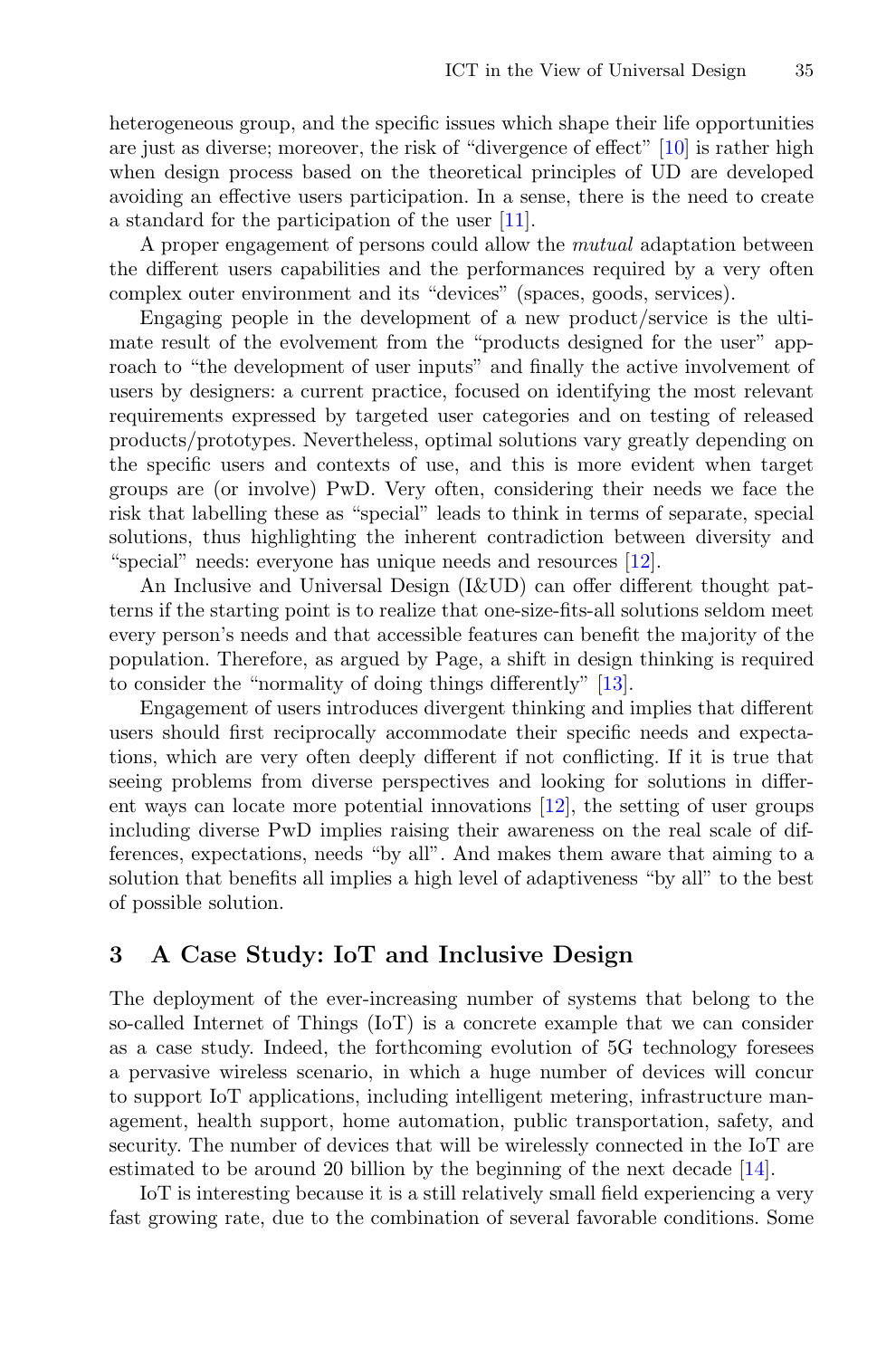heterogeneous group, and the specific issues which shape their life opportunities are just as diverse; moreover, the risk of "divergence of effect" [10] is rather high when design process based on the theoretical principles of UD are developed avoiding an effective users participation. In a sense, there is the need to create a standard for the participation of the user [11].

A proper engagement of persons could allow the *mutual* adaptation between the different users capabilities and the performances required by a very often complex outer environment and its "devices" (spaces, goods, services).

Engaging people in the development of a new product/service is the ultimate result of the evolvement from the "products designed for the user" approach to "the development of user inputs" and finally the active involvement of users by designers: a current practice, focused on identifying the most relevant requirements expressed by targeted user categories and on testing of released products/prototypes. Nevertheless, optimal solutions vary greatly depending on the specific users and contexts of use, and this is more evident when target groups are (or involve) PwD. Very often, considering their needs we face the risk that labelling these as "special" leads to think in terms of separate, special solutions, thus highlighting the inherent contradiction between diversity and "special" needs: everyone has unique needs and resources [12].

An Inclusive and Universal Design (I&UD) can offer different thought patterns if the starting point is to realize that one-size-fits-all solutions seldom meet every person's needs and that accessible features can benefit the majority of the population. Therefore, as argued by Page, a shift in design thinking is required to consider the "normality of doing things differently" [13].

Engagement of users introduces divergent thinking and implies that different users should first reciprocally accommodate their specific needs and expectations, which are very often deeply different if not conflicting. If it is true that seeing problems from diverse perspectives and looking for solutions in different ways can locate more potential innovations [12], the setting of user groups including diverse PwD implies raising their awareness on the real scale of differences, expectations, needs "by all". And makes them aware that aiming to a solution that benefits all implies a high level of adaptiveness "by all" to the best of possible solution.

## 3 A Case Study: IoT and Inclusive Design

The deployment of the ever-increasing number of systems that belong to the so-called Internet of Things (IoT) is a concrete example that we can consider as a case study. Indeed, the forthcoming evolution of 5G technology foresees a pervasive wireless scenario, in which a huge number of devices will concur to support IoT applications, including intelligent metering, infrastructure management, health support, home automation, public transportation, safety, and security. The number of devices that will be wirelessly connected in the IoT are estimated to be around 20 billion by the beginning of the next decade [14].

IoT is interesting because it is a still relatively small field experiencing a very fast growing rate, due to the combination of several favorable conditions. Some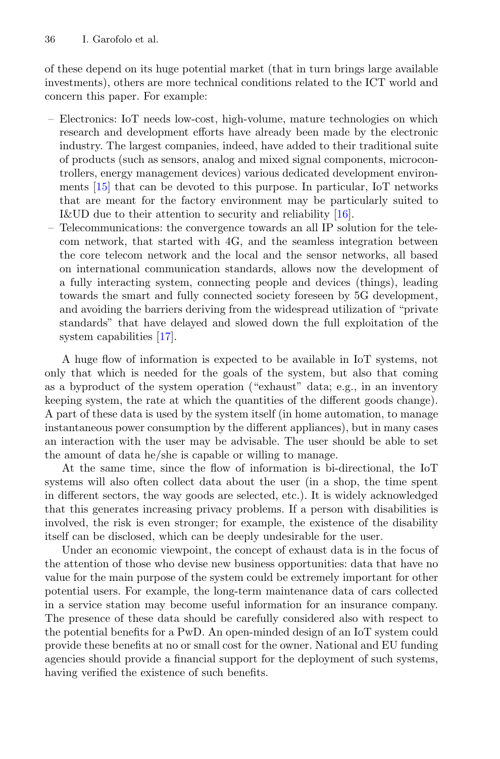of these depend on its huge potential market (that in turn brings large available investments), others are more technical conditions related to the ICT world and concern this paper. For example:

– Electronics: IoT needs low-cost, high-volume, mature technologies on which research and development efforts have already been made by the electronic industry. The largest companies, indeed, have added to their traditional suite of products (such as sensors, analog and mixed signal components, microcontrollers, energy management devices) various dedicated development environments [15] that can be devoted to this purpose. In particular, IoT networks that are meant for the factory environment may be particularly suited to I&UD due to their attention to security and reliability [16].
– Telecommunications: the convergence towards an all IP solution for the telecom network, that started with 4G, and the seamless integration between the core telecom network and the local and the sensor networks, all based on international communication standards, allows now the development of a fully interacting system, connecting people and devices (things), leading towards the smart and fully connected society foreseen by 5G development, and avoiding the barriers deriving from the widespread utilization of "private standards" that have delayed and slowed down the full exploitation of the system capabilities [17].

A huge flow of information is expected to be available in IoT systems, not only that which is needed for the goals of the system, but also that coming as a byproduct of the system operation ("exhaust" data; e.g., in an inventory keeping system, the rate at which the quantities of the different goods change). A part of these data is used by the system itself (in home automation, to manage instantaneous power consumption by the different appliances), but in many cases an interaction with the user may be advisable. The user should be able to set the amount of data he/she is capable or willing to manage.

At the same time, since the flow of information is bi-directional, the IoT systems will also often collect data about the user (in a shop, the time spent in different sectors, the way goods are selected, etc.). It is widely acknowledged that this generates increasing privacy problems. If a person with disabilities is involved, the risk is even stronger; for example, the existence of the disability itself can be disclosed, which can be deeply undesirable for the user.

Under an economic viewpoint, the concept of exhaust data is in the focus of the attention of those who devise new business opportunities: data that have no value for the main purpose of the system could be extremely important for other potential users. For example, the long-term maintenance data of cars collected in a service station may become useful information for an insurance company. The presence of these data should be carefully considered also with respect to the potential benefits for a PwD. An open-minded design of an IoT system could provide these benefits at no or small cost for the owner. National and EU funding agencies should provide a financial support for the deployment of such systems, having verified the existence of such benefits.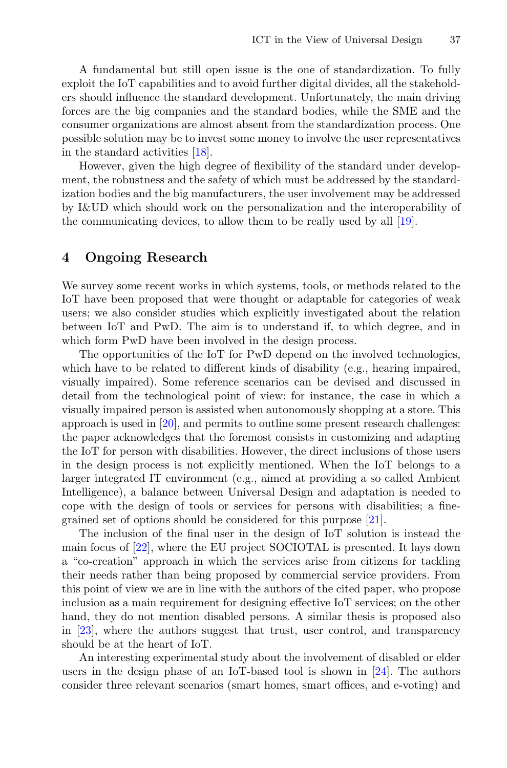A fundamental but still open issue is the one of standardization. To fully exploit the IoT capabilities and to avoid further digital divides, all the stakeholders should influence the standard development. Unfortunately, the main driving forces are the big companies and the standard bodies, while the SME and the consumer organizations are almost absent from the standardization process. One possible solution may be to invest some money to involve the user representatives in the standard activities [18].

However, given the high degree of flexibility of the standard under development, the robustness and the safety of which must be addressed by the standardization bodies and the big manufacturers, the user involvement may be addressed by I&UD which should work on the personalization and the interoperability of the communicating devices, to allow them to be really used by all [19].

## 4 Ongoing Research

We survey some recent works in which systems, tools, or methods related to the IoT have been proposed that were thought or adaptable for categories of weak users; we also consider studies which explicitly investigated about the relation between IoT and PwD. The aim is to understand if, to which degree, and in which form PwD have been involved in the design process.

The opportunities of the IoT for PwD depend on the involved technologies, which have to be related to different kinds of disability (e.g., hearing impaired, visually impaired). Some reference scenarios can be devised and discussed in detail from the technological point of view: for instance, the case in which a visually impaired person is assisted when autonomously shopping at a store. This approach is used in [20], and permits to outline some present research challenges: the paper acknowledges that the foremost consists in customizing and adapting the IoT for person with disabilities. However, the direct inclusions of those users in the design process is not explicitly mentioned. When the IoT belongs to a larger integrated IT environment (e.g., aimed at providing a so called Ambient Intelligence), a balance between Universal Design and adaptation is needed to cope with the design of tools or services for persons with disabilities; a fine-grained set of options should be considered for this purpose [21].

The inclusion of the final user in the design of IoT solution is instead the main focus of [22], where the EU project SOCIOTAL is presented. It lays down a "co-creation" approach in which the services arise from citizens for tackling their needs rather than being proposed by commercial service providers. From this point of view we are in line with the authors of the cited paper, who propose inclusion as a main requirement for designing effective IoT services; on the other hand, they do not mention disabled persons. A similar thesis is proposed also in [23], where the authors suggest that trust, user control, and transparency should be at the heart of IoT.

An interesting experimental study about the involvement of disabled or elder users in the design phase of an IoT-based tool is shown in [24]. The authors consider three relevant scenarios (smart homes, smart offices, and e-voting) and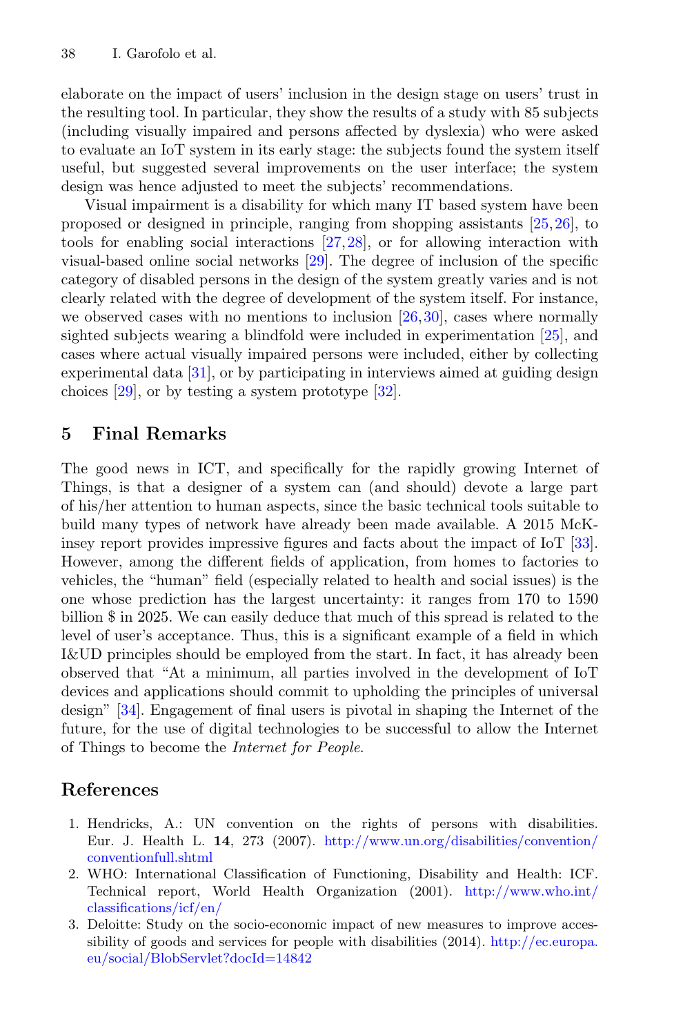elaborate on the impact of users' inclusion in the design stage on users' trust in the resulting tool. In particular, they show the results of a study with 85 subjects (including visually impaired and persons affected by dyslexia) who were asked to evaluate an IoT system in its early stage: the subjects found the system itself useful, but suggested several improvements on the user interface; the system design was hence adjusted to meet the subjects' recommendations.

Visual impairment is a disability for which many IT based system have been proposed or designed in principle, ranging from shopping assistants [25,26], to tools for enabling social interactions [27,28], or for allowing interaction with visual-based online social networks [29]. The degree of inclusion of the specific category of disabled persons in the design of the system greatly varies and is not clearly related with the degree of development of the system itself. For instance, we observed cases with no mentions to inclusion [26,30], cases where normally sighted subjects wearing a blindfold were included in experimentation [25], and cases where actual visually impaired persons were included, either by collecting experimental data [31], or by participating in interviews aimed at guiding design choices [29], or by testing a system prototype [32].

## 5 Final Remarks

The good news in ICT, and specifically for the rapidly growing Internet of Things, is that a designer of a system can (and should) devote a large part of his/her attention to human aspects, since the basic technical tools suitable to build many types of network have already been made available. A 2015 McKinsey report provides impressive figures and facts about the impact of IoT [33]. However, among the different fields of application, from homes to factories to vehicles, the "human" field (especially related to health and social issues) is the one whose prediction has the largest uncertainty: it ranges from 170 to 1590 billion $ in 2025. We can easily deduce that much of this spread is related to the level of user's acceptance. Thus, this is a significant example of a field in which I&UD principles should be employed from the start. In fact, it has already been observed that "At a minimum, all parties involved in the development of IoT devices and applications should commit to upholding the principles of universal design" [34]. Engagement of final users is pivotal in shaping the Internet of the future, for the use of digital technologies to be successful to allow the Internet of Things to become the *Internet for People*.

## References

1. Hendricks, A.: UN convention on the rights of persons with disabilities. Eur. J. Health L. **14**, 273 (2007). http://www.un.org/disabilities/convention/conventionfull.shtml
2. WHO: International Classification of Functioning, Disability and Health: ICF. Technical report, World Health Organization (2001). http://www.who.int/classifications/icf/en/
3. Deloitte: Study on the socio-economic impact of new measures to improve accessibility of goods and services for people with disabilities (2014). http://ec.europa.eu/social/BlobServlet?docId=14842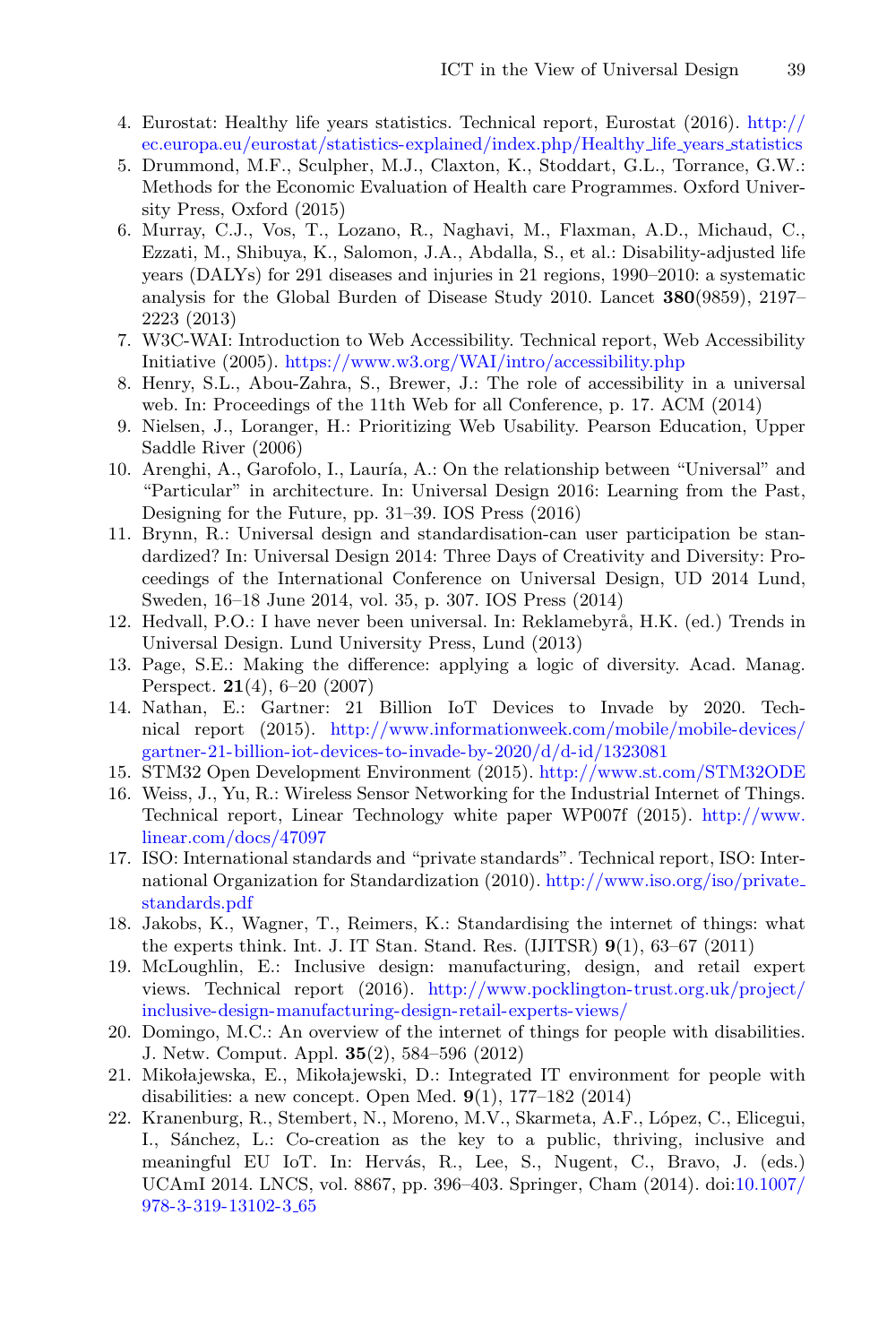4. Eurostat: Healthy life years statistics. Technical report, Eurostat (2016). http://ec.europa.eu/eurostat/statistics-explained/index.php/Healthy_life_years_statistics
5. Drummond, M.F., Sculpher, M.J., Claxton, K., Stoddart, G.L., Torrance, G.W.: Methods for the Economic Evaluation of Health care Programmes. Oxford University Press, Oxford (2015)
6. Murray, C.J., Vos, T., Lozano, R., Naghavi, M., Flaxman, A.D., Michaud, C., Ezzati, M., Shibuya, K., Salomon, J.A., Abdalla, S., et al.: Disability-adjusted life years (DALYs) for 291 diseases and injuries in 21 regions, 1990–2010: a systematic analysis for the Global Burden of Disease Study 2010. Lancet **380**(9859), 2197–2223 (2013)
7. W3C-WAI: Introduction to Web Accessibility. Technical report, Web Accessibility Initiative (2005). https://www.w3.org/WAI/intro/accessibility.php
8. Henry, S.L., Abou-Zahra, S., Brewer, J.: The role of accessibility in a universal web. In: Proceedings of the 11th Web for all Conference, p. 17. ACM (2014)
9. Nielsen, J., Loranger, H.: Prioritizing Web Usability. Pearson Education, Upper Saddle River (2006)
10. Arenghi, A., Garofolo, I., Lauría, A.: On the relationship between "Universal" and "Particular" in architecture. In: Universal Design 2016: Learning from the Past, Designing for the Future, pp. 31–39. IOS Press (2016)
11. Brynn, R.: Universal design and standardisation-can user participation be standardized? In: Universal Design 2014: Three Days of Creativity and Diversity: Proceedings of the International Conference on Universal Design, UD 2014 Lund, Sweden, 16–18 June 2014, vol. 35, p. 307. IOS Press (2014)
12. Hedvall, P.O.: I have never been universal. In: Reklamebyrå, H.K. (ed.) Trends in Universal Design. Lund University Press, Lund (2013)
13. Page, S.E.: Making the difference: applying a logic of diversity. Acad. Manag. Perspect. **21**(4), 6–20 (2007)
14. Nathan, E.: Gartner: 21 Billion IoT Devices to Invade by 2020. Technical report (2015). http://www.informationweek.com/mobile/mobile-devices/gartner-21-billion-iot-devices-to-invade-by-2020/d/d-id/1323081
15. STM32 Open Development Environment (2015). http://www.st.com/STM32ODE
16. Weiss, J., Yu, R.: Wireless Sensor Networking for the Industrial Internet of Things. Technical report, Linear Technology white paper WP007f (2015). http://www.linear.com/docs/47097
17. ISO: International standards and "private standards". Technical report, ISO: International Organization for Standardization (2010). http://www.iso.org/iso/private_standards.pdf
18. Jakobs, K., Wagner, T., Reimers, K.: Standardising the internet of things: what the experts think. Int. J. IT Stan. Stand. Res. (IJITSR) **9**(1), 63–67 (2011)
19. McLoughlin, E.: Inclusive design: manufacturing, design, and retail expert views. Technical report (2016). http://www.pocklington-trust.org.uk/project/inclusive-design-manufacturing-design-retail-experts-views/
20. Domingo, M.C.: An overview of the internet of things for people with disabilities. J. Netw. Comput. Appl. **35**(2), 584–596 (2012)
21. Mikołajewska, E., Mikołajewski, D.: Integrated IT environment for people with disabilities: a new concept. Open Med. **9**(1), 177–182 (2014)
22. Kranenburg, R., Stembert, N., Moreno, M.V., Skarmeta, A.F., López, C., Elicegui, I., Sánchez, L.: Co-creation as the key to a public, thriving, inclusive and meaningful EU IoT. In: Hervás, R., Lee, S., Nugent, C., Bravo, J. (eds.) UCAmI 2014. LNCS, vol. 8867, pp. 396–403. Springer, Cham (2014). doi:10.1007/978-3-319-13102-3_65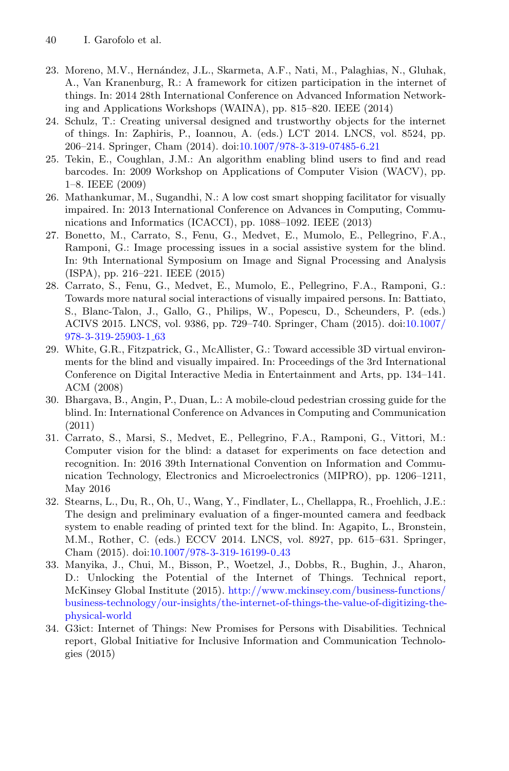23. Moreno, M.V., Hernández, J.L., Skarmeta, A.F., Nati, M., Palaghias, N., Gluhak, A., Van Kranenburg, R.: A framework for citizen participation in the internet of things. In: 2014 28th International Conference on Advanced Information Networking and Applications Workshops (WAINA), pp. 815–820. IEEE (2014)
24. Schulz, T.: Creating universal designed and trustworthy objects for the internet of things. In: Zaphiris, P., Ioannou, A. (eds.) LCT 2014. LNCS, vol. 8524, pp. 206–214. Springer, Cham (2014). doi:10.1007/978-3-319-07485-6_21
25. Tekin, E., Coughlan, J.M.: An algorithm enabling blind users to find and read barcodes. In: 2009 Workshop on Applications of Computer Vision (WACV), pp. 1–8. IEEE (2009)
26. Mathankumar, M., Sugandhi, N.: A low cost smart shopping facilitator for visually impaired. In: 2013 International Conference on Advances in Computing, Communications and Informatics (ICACCI), pp. 1088–1092. IEEE (2013)
27. Bonetto, M., Carrato, S., Fenu, G., Medvet, E., Mumolo, E., Pellegrino, F.A., Ramponi, G.: Image processing issues in a social assistive system for the blind. In: 9th International Symposium on Image and Signal Processing and Analysis (ISPA), pp. 216–221. IEEE (2015)
28. Carrato, S., Fenu, G., Medvet, E., Mumolo, E., Pellegrino, F.A., Ramponi, G.: Towards more natural social interactions of visually impaired persons. In: Battiato, S., Blanc-Talon, J., Gallo, G., Philips, W., Popescu, D., Scheunders, P. (eds.) ACIVS 2015. LNCS, vol. 9386, pp. 729–740. Springer, Cham (2015). doi:10.1007/978-3-319-25903-1_63
29. White, G.R., Fitzpatrick, G., McAllister, G.: Toward accessible 3D virtual environments for the blind and visually impaired. In: Proceedings of the 3rd International Conference on Digital Interactive Media in Entertainment and Arts, pp. 134–141. ACM (2008)
30. Bhargava, B., Angin, P., Duan, L.: A mobile-cloud pedestrian crossing guide for the blind. In: International Conference on Advances in Computing and Communication (2011)
31. Carrato, S., Marsi, S., Medvet, E., Pellegrino, F.A., Ramponi, G., Vittori, M.: Computer vision for the blind: a dataset for experiments on face detection and recognition. In: 2016 39th International Convention on Information and Communication Technology, Electronics and Microelectronics (MIPRO), pp. 1206–1211, May 2016
32. Stearns, L., Du, R., Oh, U., Wang, Y., Findlater, L., Chellappa, R., Froehlich, J.E.: The design and preliminary evaluation of a finger-mounted camera and feedback system to enable reading of printed text for the blind. In: Agapito, L., Bronstein, M.M., Rother, C. (eds.) ECCV 2014. LNCS, vol. 8927, pp. 615–631. Springer, Cham (2015). doi:10.1007/978-3-319-16199-0_43
33. Manyika, J., Chui, M., Bisson, P., Woetzel, J., Dobbs, R., Bughin, J., Aharon, D.: Unlocking the Potential of the Internet of Things. Technical report, McKinsey Global Institute (2015). http://www.mckinsey.com/business-functions/business-technology/our-insights/the-internet-of-things-the-value-of-digitizing-the-physical-world
34. G3ict: Internet of Things: New Promises for Persons with Disabilities. Technical report, Global Initiative for Inclusive Information and Communication Technologies (2015)